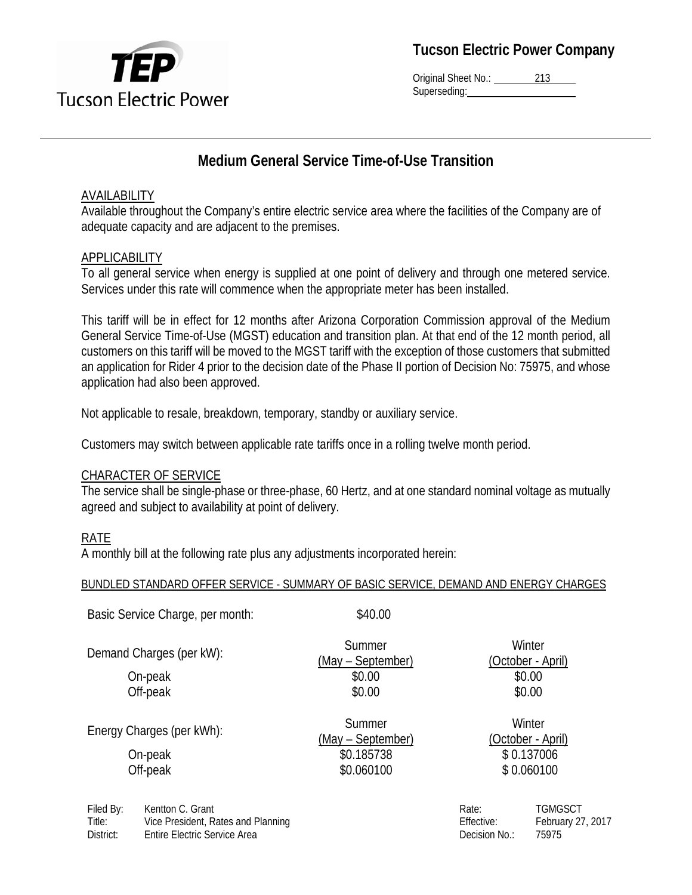**Tucson Electric Power Company**

Original Sheet No.: 213
Superseding:

# Medium General Service Time-of-Use Transition

## AVAILABILITY

Available throughout the Company's entire electric service area where the facilities of the Company are of adequate capacity and are adjacent to the premises.

## APPLICABILITY

To all general service when energy is supplied at one point of delivery and through one metered service. Services under this rate will commence when the appropriate meter has been installed.

This tariff will be in effect for 12 months after Arizona Corporation Commission approval of the Medium General Service Time-of-Use (MGST) education and transition plan. At that end of the 12 month period, all customers on this tariff will be moved to the MGST tariff with the exception of those customers that submitted an application for Rider 4 prior to the decision date of the Phase II portion of Decision No: 75975, and whose application had also been approved.

Not applicable to resale, breakdown, temporary, standby or auxiliary service.

Customers may switch between applicable rate tariffs once in a rolling twelve month period.

## CHARACTER OF SERVICE

The service shall be single-phase or three-phase, 60 Hertz, and at one standard nominal voltage as mutually agreed and subject to availability at point of delivery.

## RATE

A monthly bill at the following rate plus any adjustments incorporated herein:

BUNDLED STANDARD OFFER SERVICE - SUMMARY OF BASIC SERVICE, DEMAND AND ENERGY CHARGES

| | | |
|---|---|---|
| Basic Service Charge, per month: | $40.00 | |
| Demand Charges (per kW): | Summer (May – September) | Winter (October - April) |
| On-peak | $0.00 | $0.00 |
| Off-peak | $0.00 | $0.00 |
| Energy Charges (per kWh): | Summer (May – September) | Winter (October - April) |
| On-peak | $0.185738 | $ 0.137006 |
| Off-peak | $0.060100 | $ 0.060100 |

| | | | |
|---|---|---|---|
| Filed By: | Kentton C. Grant | Rate: | TGMGSCT |
| Title: | Vice President, Rates and Planning | Effective: | February 27, 2017 |
| District: | Entire Electric Service Area | Decision No.: | 75975 |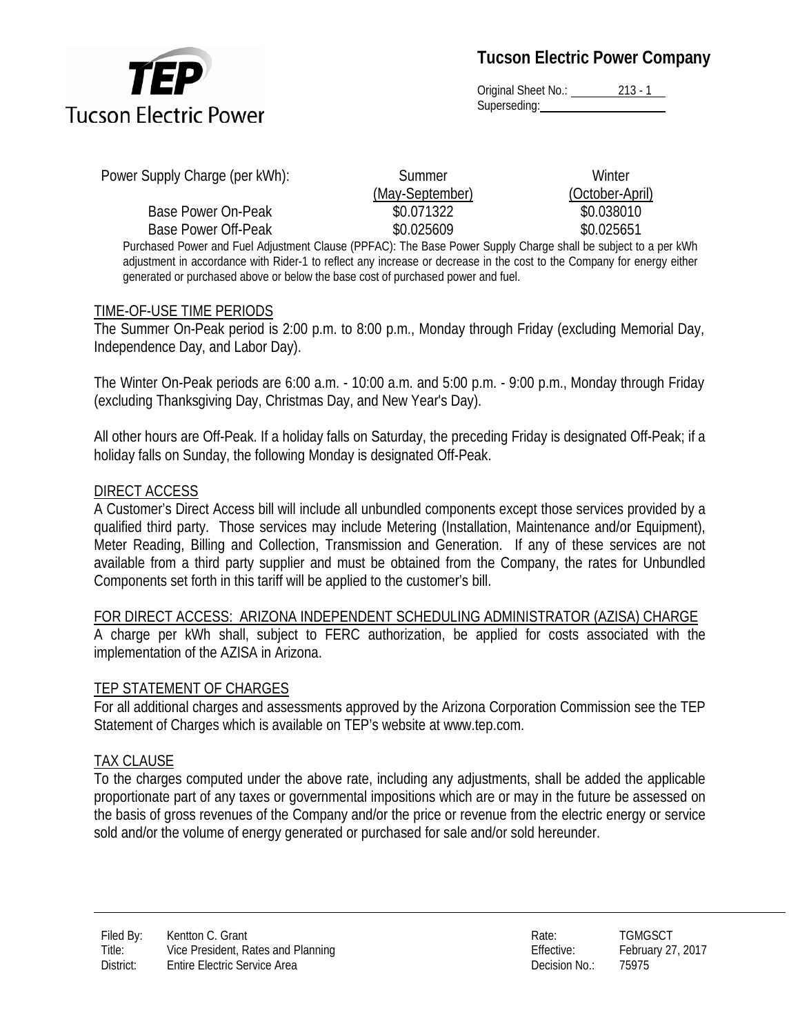| Power Supply Charge (per kWh): | Summer (May-September) | Winter (October-April) |
|---|---|---|
| Base Power On-Peak | $0.071322 | $0.038010 |
| Base Power Off-Peak | $0.025609 | $0.025651 |

Purchased Power and Fuel Adjustment Clause (PPFAC): The Base Power Supply Charge shall be subject to a per kWh adjustment in accordance with Rider-1 to reflect any increase or decrease in the cost to the Company for energy either generated or purchased above or below the base cost of purchased power and fuel.

## TIME-OF-USE TIME PERIODS

The Summer On-Peak period is 2:00 p.m. to 8:00 p.m., Monday through Friday (excluding Memorial Day, Independence Day, and Labor Day).

The Winter On-Peak periods are 6:00 a.m. - 10:00 a.m. and 5:00 p.m. - 9:00 p.m., Monday through Friday (excluding Thanksgiving Day, Christmas Day, and New Year's Day).

All other hours are Off-Peak. If a holiday falls on Saturday, the preceding Friday is designated Off-Peak; if a holiday falls on Sunday, the following Monday is designated Off-Peak.

## DIRECT ACCESS

A Customer's Direct Access bill will include all unbundled components except those services provided by a qualified third party. Those services may include Metering (Installation, Maintenance and/or Equipment), Meter Reading, Billing and Collection, Transmission and Generation. If any of these services are not available from a third party supplier and must be obtained from the Company, the rates for Unbundled Components set forth in this tariff will be applied to the customer's bill.

## FOR DIRECT ACCESS: ARIZONA INDEPENDENT SCHEDULING ADMINISTRATOR (AZISA) CHARGE

A charge per kWh shall, subject to FERC authorization, be applied for costs associated with the implementation of the AZISA in Arizona.

## TEP STATEMENT OF CHARGES

For all additional charges and assessments approved by the Arizona Corporation Commission see the TEP Statement of Charges which is available on TEP's website at www.tep.com.

## TAX CLAUSE

To the charges computed under the above rate, including any adjustments, shall be added the applicable proportionate part of any taxes or governmental impositions which are or may in the future be assessed on the basis of gross revenues of the Company and/or the price or revenue from the electric energy or service sold and/or the volume of energy generated or purchased for sale and/or sold hereunder.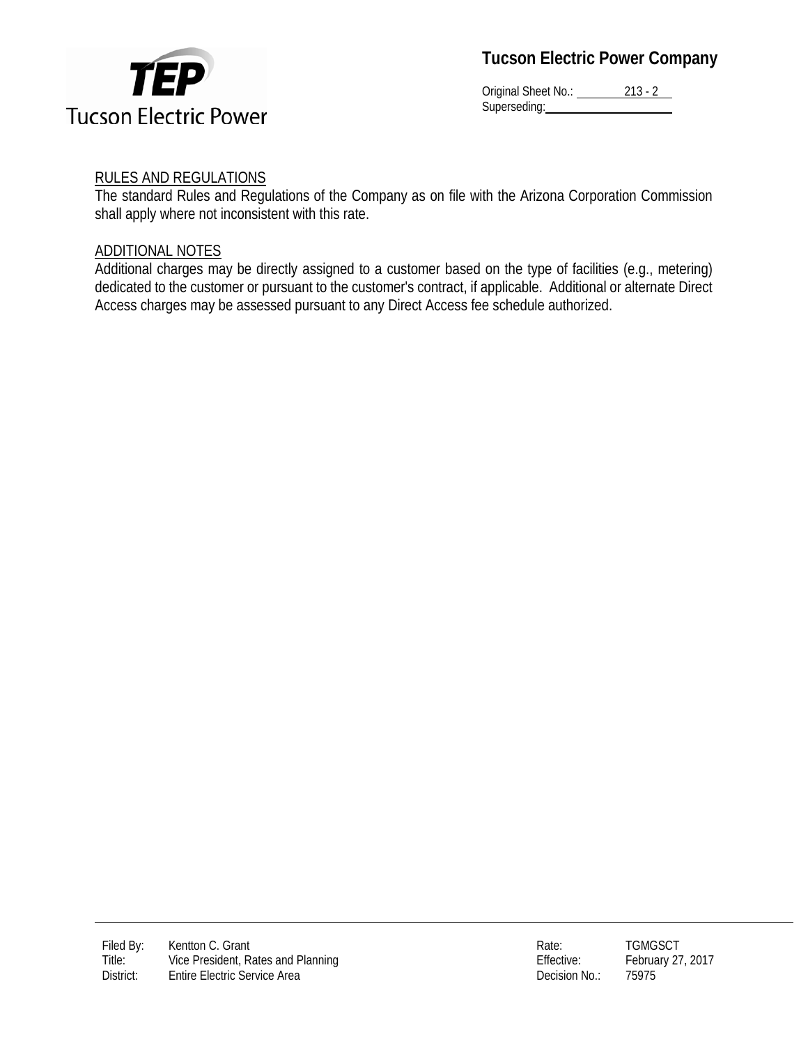## RULES AND REGULATIONS

The standard Rules and Regulations of the Company as on file with the Arizona Corporation Commission shall apply where not inconsistent with this rate.

## ADDITIONAL NOTES

Additional charges may be directly assigned to a customer based on the type of facilities (e.g., metering) dedicated to the customer or pursuant to the customer's contract, if applicable. Additional or alternate Direct Access charges may be assessed pursuant to any Direct Access fee schedule authorized.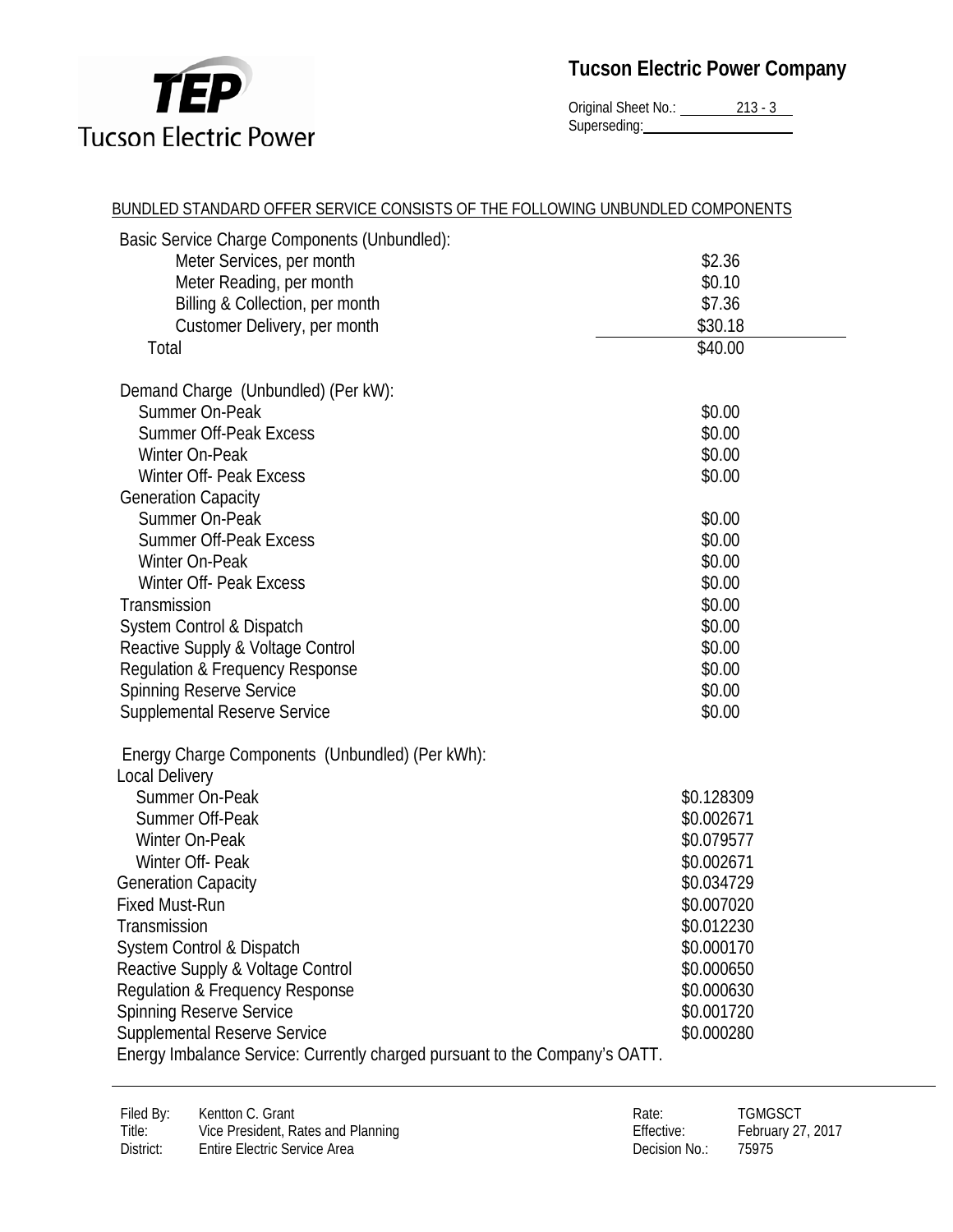**Tucson Electric Power Company**

Original Sheet No.: 213 - 3
Superseding:

BUNDLED STANDARD OFFER SERVICE CONSISTS OF THE FOLLOWING UNBUNDLED COMPONENTS

| | |
|---|---|
| **Basic Service Charge Components (Unbundled):** | |
| Meter Services, per month | \$2.36 |
| Meter Reading, per month | \$0.10 |
| Billing & Collection, per month | \$7.36 |
| Customer Delivery, per month | \$30.18 |
| Total | \$40.00 |
| | |
| **Demand Charge (Unbundled) (Per kW):** | |
| Summer On-Peak | \$0.00 |
| Summer Off-Peak Excess | \$0.00 |
| Winter On-Peak | \$0.00 |
| Winter Off- Peak Excess | \$0.00 |
| Generation Capacity | |
| Summer On-Peak | \$0.00 |
| Summer Off-Peak Excess | \$0.00 |
| Winter On-Peak | \$0.00 |
| Winter Off- Peak Excess | \$0.00 |
| Transmission | \$0.00 |
| System Control & Dispatch | \$0.00 |
| Reactive Supply & Voltage Control | \$0.00 |
| Regulation & Frequency Response | \$0.00 |
| Spinning Reserve Service | \$0.00 |
| Supplemental Reserve Service | \$0.00 |
| | |
| **Energy Charge Components (Unbundled) (Per kWh):** | |
| Local Delivery | |
| Summer On-Peak | \$0.128309 |
| Summer Off-Peak | \$0.002671 |
| Winter On-Peak | \$0.079577 |
| Winter Off- Peak | \$0.002671 |
| Generation Capacity | \$0.034729 |
| Fixed Must-Run | \$0.007020 |
| Transmission | \$0.012230 |
| System Control & Dispatch | \$0.000170 |
| Reactive Supply & Voltage Control | \$0.000650 |
| Regulation & Frequency Response | \$0.000630 |
| Spinning Reserve Service | \$0.001720 |
| Supplemental Reserve Service | \$0.000280 |

Energy Imbalance Service: Currently charged pursuant to the Company's OATT.

| | | | |
|---|---|---|---|
| Filed By: | Kentton C. Grant | Rate: | TGMGSCT |
| Title: | Vice President, Rates and Planning | Effective: | February 27, 2017 |
| District: | Entire Electric Service Area | Decision No.: | 75975 |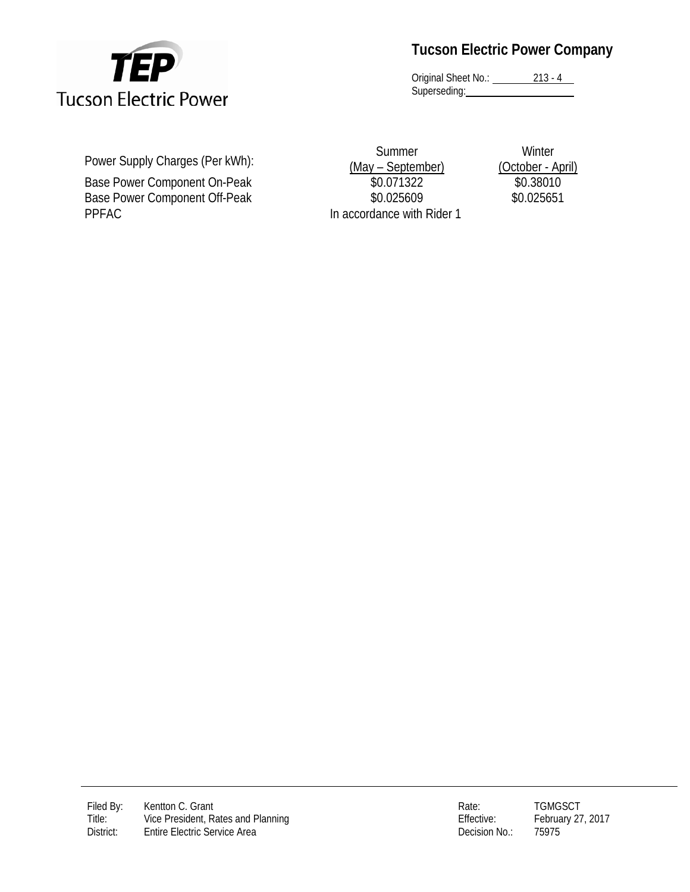**Tucson Electric Power Company**

Original Sheet No.: 213 - 4
Superseding:

| Power Supply Charges (Per kWh): | Summer (May – September) | Winter (October - April) |
|---|---|---|
| Base Power Component On-Peak | $0.071322 | $0.38010 |
| Base Power Component Off-Peak | $0.025609 | $0.025651 |
| PPFAC | In accordance with Rider 1 | |

Filed By: Kentton C. Grant
Title: Vice President, Rates and Planning
District: Entire Electric Service Area

Rate: TGMGSCT
Effective: February 27, 2017
Decision No.: 75975